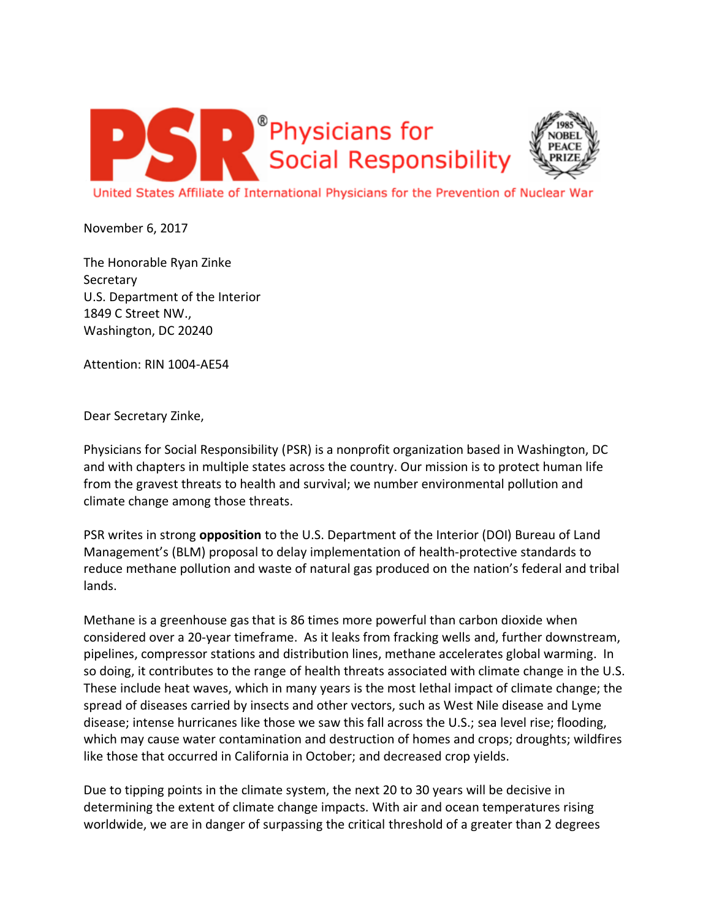# PSR® Physicians for Social Responsibility

1985 NOBEL PEACE PRIZE

United States Affiliate of International Physicians for the Prevention of Nuclear War

November 6, 2017

The Honorable Ryan Zinke
Secretary
U.S. Department of the Interior
1849 C Street NW.,
Washington, DC 20240

Attention: RIN 1004-AE54

Dear Secretary Zinke,

Physicians for Social Responsibility (PSR) is a nonprofit organization based in Washington, DC and with chapters in multiple states across the country. Our mission is to protect human life from the gravest threats to health and survival; we number environmental pollution and climate change among those threats.

PSR writes in strong **opposition** to the U.S. Department of the Interior (DOI) Bureau of Land Management's (BLM) proposal to delay implementation of health-protective standards to reduce methane pollution and waste of natural gas produced on the nation's federal and tribal lands.

Methane is a greenhouse gas that is 86 times more powerful than carbon dioxide when considered over a 20-year timeframe. As it leaks from fracking wells and, further downstream, pipelines, compressor stations and distribution lines, methane accelerates global warming. In so doing, it contributes to the range of health threats associated with climate change in the U.S. These include heat waves, which in many years is the most lethal impact of climate change; the spread of diseases carried by insects and other vectors, such as West Nile disease and Lyme disease; intense hurricanes like those we saw this fall across the U.S.; sea level rise; flooding, which may cause water contamination and destruction of homes and crops; droughts; wildfires like those that occurred in California in October; and decreased crop yields.

Due to tipping points in the climate system, the next 20 to 30 years will be decisive in determining the extent of climate change impacts. With air and ocean temperatures rising worldwide, we are in danger of surpassing the critical threshold of a greater than 2 degrees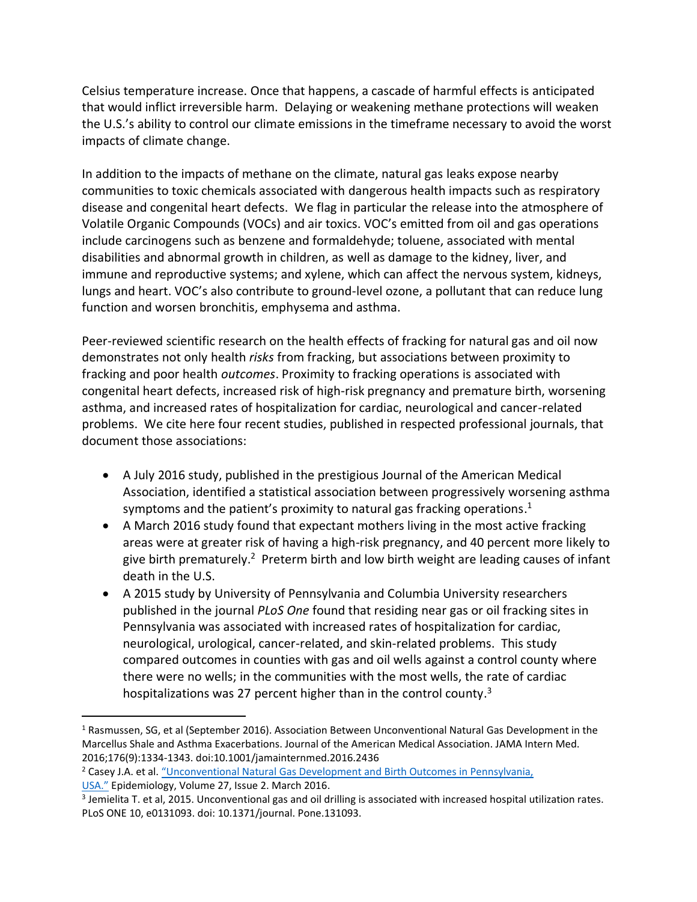Celsius temperature increase. Once that happens, a cascade of harmful effects is anticipated that would inflict irreversible harm. Delaying or weakening methane protections will weaken the U.S.'s ability to control our climate emissions in the timeframe necessary to avoid the worst impacts of climate change.

In addition to the impacts of methane on the climate, natural gas leaks expose nearby communities to toxic chemicals associated with dangerous health impacts such as respiratory disease and congenital heart defects. We flag in particular the release into the atmosphere of Volatile Organic Compounds (VOCs) and air toxics. VOC's emitted from oil and gas operations include carcinogens such as benzene and formaldehyde; toluene, associated with mental disabilities and abnormal growth in children, as well as damage to the kidney, liver, and immune and reproductive systems; and xylene, which can affect the nervous system, kidneys, lungs and heart. VOC's also contribute to ground-level ozone, a pollutant that can reduce lung function and worsen bronchitis, emphysema and asthma.

Peer-reviewed scientific research on the health effects of fracking for natural gas and oil now demonstrates not only health *risks* from fracking, but associations between proximity to fracking and poor health *outcomes*. Proximity to fracking operations is associated with congenital heart defects, increased risk of high-risk pregnancy and premature birth, worsening asthma, and increased rates of hospitalization for cardiac, neurological and cancer-related problems. We cite here four recent studies, published in respected professional journals, that document those associations:

- A July 2016 study, published in the prestigious Journal of the American Medical Association, identified a statistical association between progressively worsening asthma symptoms and the patient's proximity to natural gas fracking operations.[1]
- A March 2016 study found that expectant mothers living in the most active fracking areas were at greater risk of having a high-risk pregnancy, and 40 percent more likely to give birth prematurely.[2] Preterm birth and low birth weight are leading causes of infant death in the U.S.
- A 2015 study by University of Pennsylvania and Columbia University researchers published in the journal *PLoS One* found that residing near gas or oil fracking sites in Pennsylvania was associated with increased rates of hospitalization for cardiac, neurological, urological, cancer-related, and skin-related problems. This study compared outcomes in counties with gas and oil wells against a control county where there were no wells; in the communities with the most wells, the rate of cardiac hospitalizations was 27 percent higher than in the control county.[3]

---

[1] Rasmussen, SG, et al (September 2016). Association Between Unconventional Natural Gas Development in the Marcellus Shale and Asthma Exacerbations. Journal of the American Medical Association. JAMA Intern Med. 2016;176(9):1334-1343. doi:10.1001/jamainternmed.2016.2436

[2] Casey J.A. et al. "Unconventional Natural Gas Development and Birth Outcomes in Pennsylvania, USA." Epidemiology, Volume 27, Issue 2. March 2016.

[3] Jemielita T. et al, 2015. Unconventional gas and oil drilling is associated with increased hospital utilization rates. PLoS ONE 10, e0131093. doi: 10.1371/journal. Pone.131093.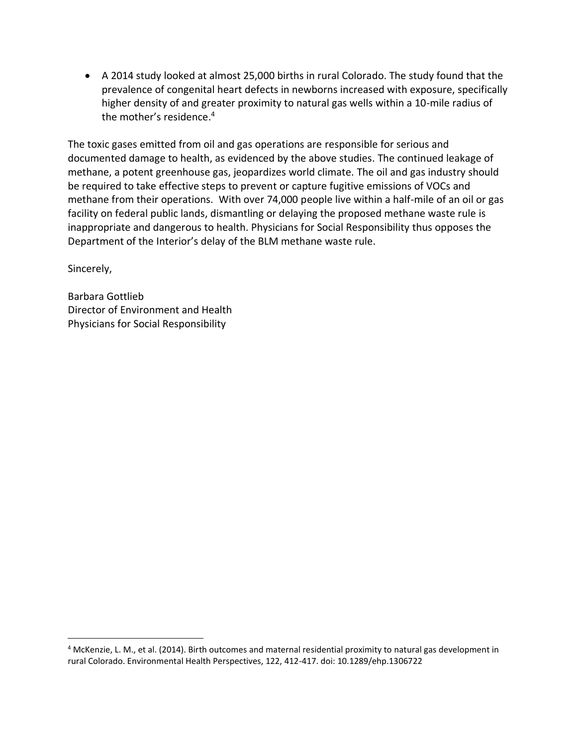- A 2014 study looked at almost 25,000 births in rural Colorado. The study found that the prevalence of congenital heart defects in newborns increased with exposure, specifically higher density of and greater proximity to natural gas wells within a 10-mile radius of the mother's residence.[4]

The toxic gases emitted from oil and gas operations are responsible for serious and documented damage to health, as evidenced by the above studies. The continued leakage of methane, a potent greenhouse gas, jeopardizes world climate. The oil and gas industry should be required to take effective steps to prevent or capture fugitive emissions of VOCs and methane from their operations.  With over 74,000 people live within a half-mile of an oil or gas facility on federal public lands, dismantling or delaying the proposed methane waste rule is inappropriate and dangerous to health. Physicians for Social Responsibility thus opposes the Department of the Interior's delay of the BLM methane waste rule.

Sincerely,

Barbara Gottlieb
Director of Environment and Health
Physicians for Social Responsibility

[4] McKenzie, L. M., et al. (2014). Birth outcomes and maternal residential proximity to natural gas development in rural Colorado. Environmental Health Perspectives, 122, 412-417. doi: 10.1289/ehp.1306722